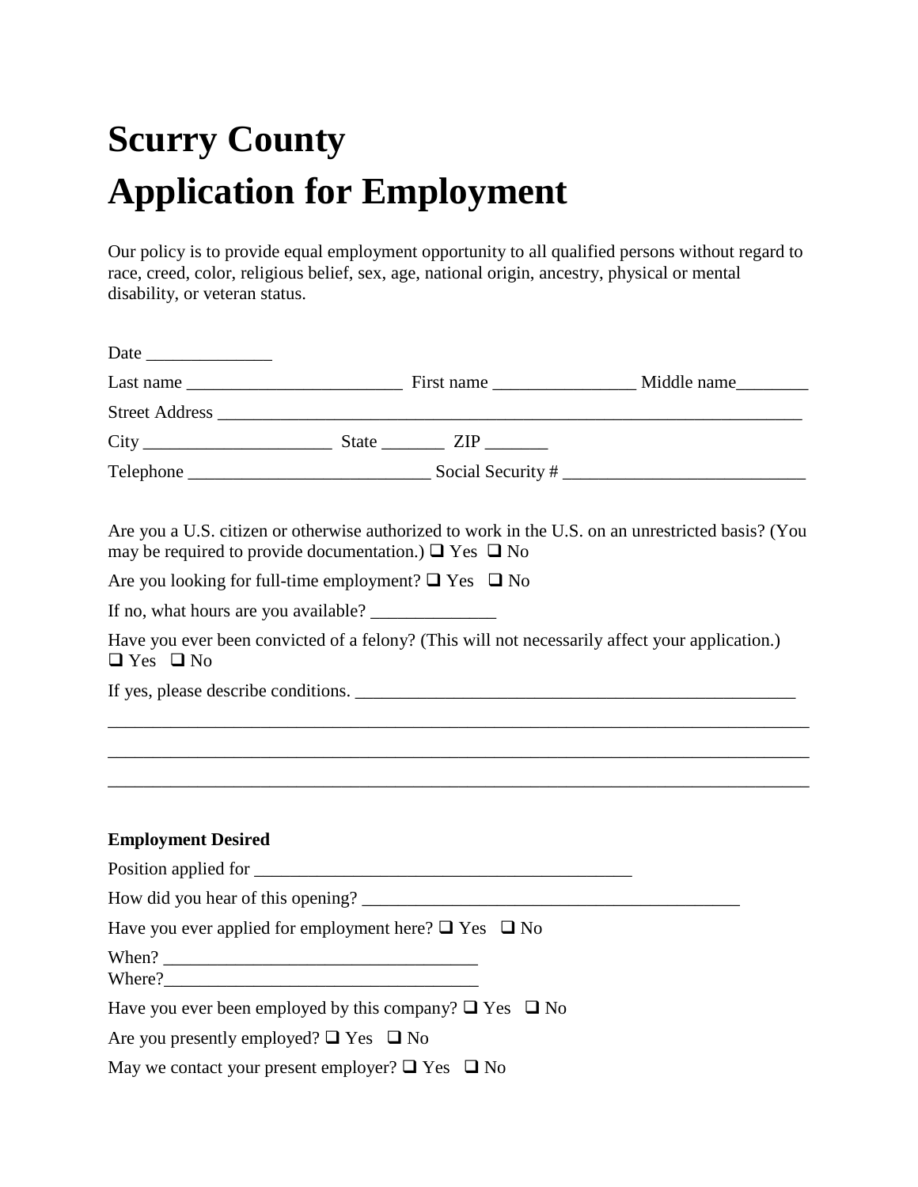# Scurry County
# Application for Employment

Our policy is to provide equal employment opportunity to all qualified persons without regard to race, creed, color, religious belief, sex, age, national origin, ancestry, physical or mental disability, or veteran status.

Date ______________

Last name ________________________ First name ________________ Middle name________

Street Address ___________________________________________________________________

City _____________________ State _______ ZIP _______

Telephone ___________________________ Social Security # ___________________________

Are you a U.S. citizen or otherwise authorized to work in the U.S. on an unrestricted basis? (You may be required to provide documentation.) ❑ Yes ❑ No

Are you looking for full-time employment? ❑ Yes ❑ No

If no, what hours are you available? ______________

Have you ever been convicted of a felony? (This will not necessarily affect your application.) ❑ Yes ❑ No

If yes, please describe conditions. __________________________________________________

_________________________________________________________________________________

_________________________________________________________________________________

_________________________________________________________________________________

**Employment Desired**

Position applied for ___________________________________________

How did you hear of this opening? __________________________________________

Have you ever applied for employment here? ❑ Yes ❑ No

When? ___________________________________

Where?___________________________________

Have you ever been employed by this company? ❑ Yes ❑ No

Are you presently employed? ❑ Yes ❑ No

May we contact your present employer? ❑ Yes ❑ No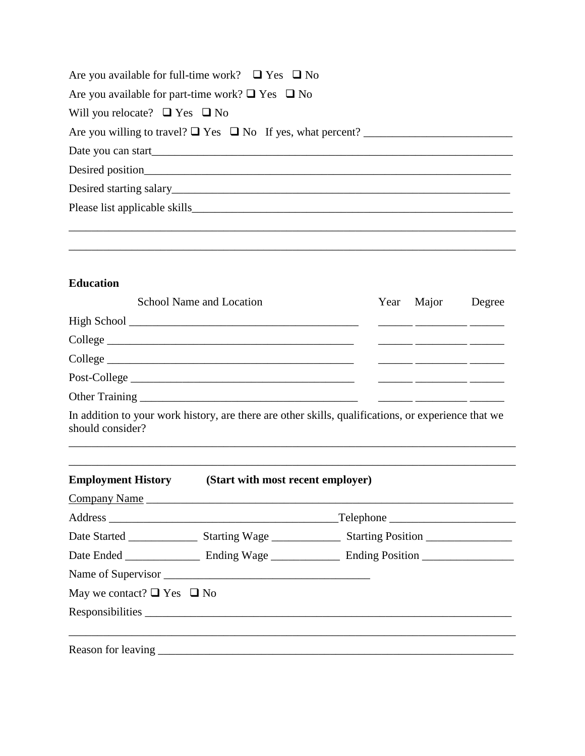Are you available for full-time work? ❑ Yes ❑ No

Are you available for part-time work? ❑ Yes ❑ No

Will you relocate? ❑ Yes ❑ No

Are you willing to travel? ❑ Yes ❑ No If yes, what percent? ___________________________

Date you can start___________________________________________________________________

Desired position_____________________________________________________________________

Desired starting salary________________________________________________________________

Please list applicable skills___________________________________________________________

_____________________________________________________________________________________

_____________________________________________________________________________________

**Education**

| School Name and Location | Year | Major | Degree |
|---|---|---|---|
| High School ________________________________ | ______ | _________ | ______ |
| College ____________________________________ | ______ | _________ | ______ |
| College ____________________________________ | ______ | _________ | ______ |
| Post-College ________________________________ | ______ | _________ | ______ |
| Other Training ______________________________ | ______ | _________ | ______ |

In addition to your work history, are there are other skills, qualifications, or experience that we should consider?

_____________________________________________________________________________________

_____________________________________________________________________________________

**Employment History** **(Start with most recent employer)**

Company Name ______________________________________________________________________

Address __________________________________________Telephone _______________________

Date Started _____________ Starting Wage _____________ Starting Position ________________

Date Ended ______________ Ending Wage _____________ Ending Position _________________

Name of Supervisor _____________________________________

May we contact? ❑ Yes ❑ No

Responsibilities _____________________________________________________________________

_____________________________________________________________________________________

Reason for leaving ___________________________________________________________________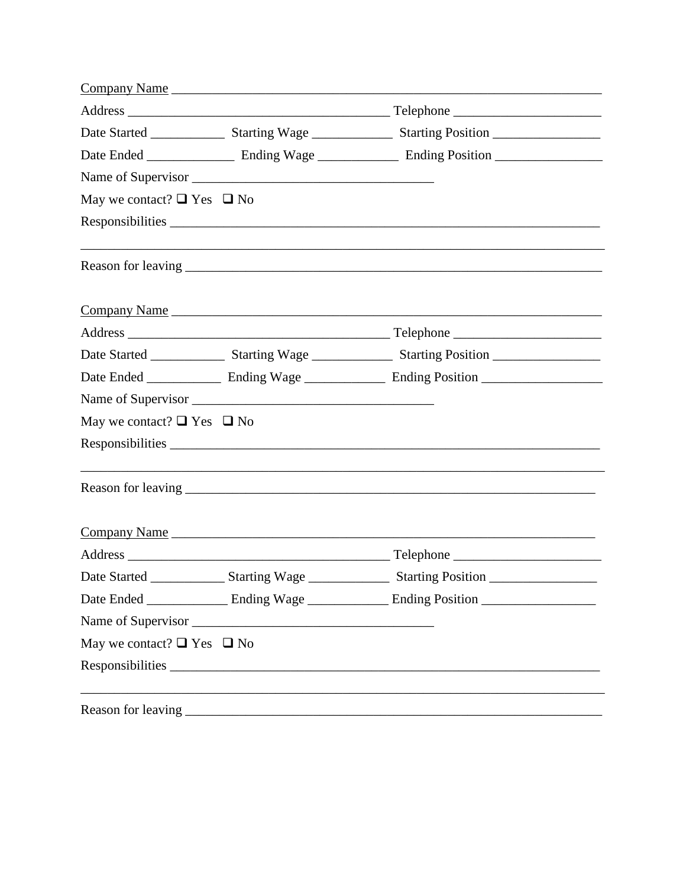<u>Company Name</u> ______________________________________________________________

Address ________________________________________ Telephone ______________________

Date Started ___________ Starting Wage ____________ Starting Position ________________

Date Ended _____________ Ending Wage ____________ Ending Position ________________

Name of Supervisor ____________________________________

May we contact? ❑ Yes ❑ No

Responsibilities _____________________________________________________________

________________________________________________________________________________

Reason for leaving ____________________________________________________________

<u>Company Name</u> ______________________________________________________________

Address ________________________________________ Telephone ______________________

Date Started ___________ Starting Wage ____________ Starting Position ________________

Date Ended ___________ Ending Wage ____________ Ending Position __________________

Name of Supervisor ____________________________________

May we contact? ❑ Yes ❑ No

Responsibilities _____________________________________________________________

________________________________________________________________________________

Reason for leaving ___________________________________________________________

<u>Company Name</u> _____________________________________________________________

Address ________________________________________ Telephone ______________________

Date Started ___________ Starting Wage ____________ Starting Position ________________

Date Ended ____________ Ending Wage ____________ Ending Position _________________

Name of Supervisor ____________________________________

May we contact? ❑ Yes ❑ No

Responsibilities _____________________________________________________________

________________________________________________________________________________

Reason for leaving ____________________________________________________________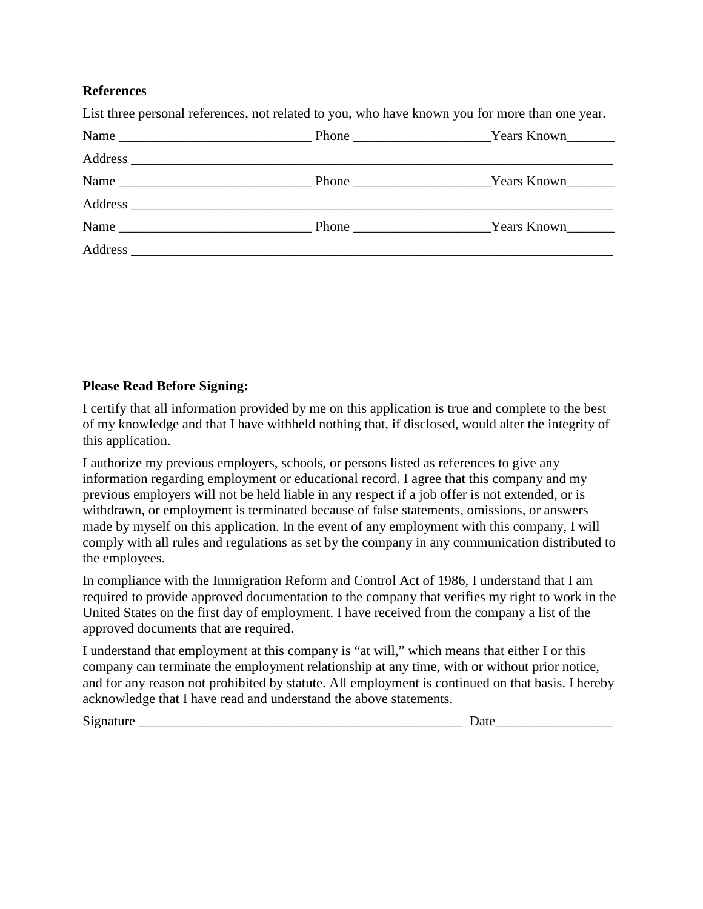**References**

List three personal references, not related to you, who have known you for more than one year.

Name ____________________________ Phone ____________________Years Known_______

Address ________________________________________________________________________

Name ____________________________ Phone ____________________Years Known_______

Address ________________________________________________________________________

Name ____________________________ Phone ____________________Years Known_______

Address ________________________________________________________________________

**Please Read Before Signing:**

I certify that all information provided by me on this application is true and complete to the best of my knowledge and that I have withheld nothing that, if disclosed, would alter the integrity of this application.

I authorize my previous employers, schools, or persons listed as references to give any information regarding employment or educational record. I agree that this company and my previous employers will not be held liable in any respect if a job offer is not extended, or is withdrawn, or employment is terminated because of false statements, omissions, or answers made by myself on this application. In the event of any employment with this company, I will comply with all rules and regulations as set by the company in any communication distributed to the employees.

In compliance with the Immigration Reform and Control Act of 1986, I understand that I am required to provide approved documentation to the company that verifies my right to work in the United States on the first day of employment. I have received from the company a list of the approved documents that are required.

I understand that employment at this company is "at will," which means that either I or this company can terminate the employment relationship at any time, with or without prior notice, and for any reason not prohibited by statute. All employment is continued on that basis. I hereby acknowledge that I have read and understand the above statements.

Signature _________________________________________________ Date_________________